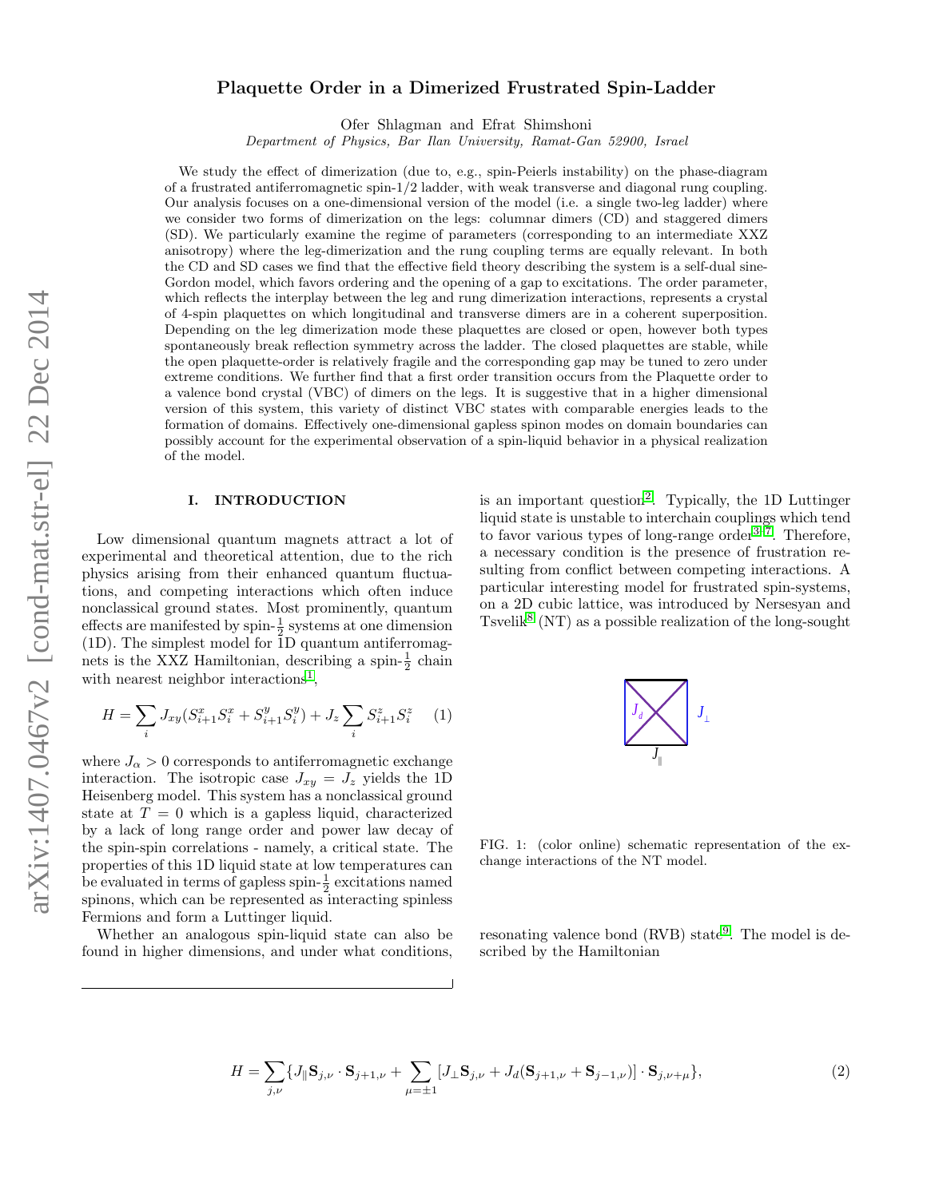# Plaquette Order in a Dimerized Frustrated Spin-Ladder

Ofer Shlagman and Efrat Shimshoni

*Department of Physics, Bar Ilan University, Ramat-Gan 52900, Israel*

We study the effect of dimerization (due to, e.g., spin-Peierls instability) on the phase-diagram of a frustrated antiferromagnetic spin-1/2 ladder, with weak transverse and diagonal rung coupling. Our analysis focuses on a one-dimensional version of the model (i.e. a single two-leg ladder) where we consider two forms of dimerization on the legs: columnar dimers (CD) and staggered dimers (SD). We particularly examine the regime of parameters (corresponding to an intermediate XXZ anisotropy) where the leg-dimerization and the rung coupling terms are equally relevant. In both the CD and SD cases we find that the effective field theory describing the system is a self-dual sine-Gordon model, which favors ordering and the opening of a gap to excitations. The order parameter, which reflects the interplay between the leg and rung dimerization interactions, represents a crystal of 4-spin plaquettes on which longitudinal and transverse dimers are in a coherent superposition. Depending on the leg dimerization mode these plaquettes are closed or open, however both types spontaneously break reflection symmetry across the ladder. The closed plaquettes are stable, while the open plaquette-order is relatively fragile and the corresponding gap may be tuned to zero under extreme conditions. We further find that a first order transition occurs from the Plaquette order to a valence bond crystal (VBC) of dimers on the legs. It is suggestive that in a higher dimensional version of this system, this variety of distinct VBC states with comparable energies leads to the formation of domains. Effectively one-dimensional gapless spinon modes on domain boundaries can possibly account for the experimental observation of a spin-liquid behavior in a physical realization of the model.

## I. INTRODUCTION

Low dimensional quantum magnets attract a lot of experimental and theoretical attention, due to the rich physics arising from their enhanced quantum fluctuations, and competing interactions which often induce nonclassical ground states. Most prominently, quantum effects are manifested by spin-$\frac{1}{2}$ systems at one dimension (1D). The simplest model for 1D quantum antiferromagnets is the XXZ Hamiltonian, describing a spin-$\frac{1}{2}$ chain with nearest neighbor interactions[1],

$$H = \sum_i J_{xy}(S^x_{i+1}S^x_i + S^y_{i+1}S^y_i) + J_z \sum_i S^z_{i+1}S^z_i \quad (1)$$

where $J_\alpha > 0$ corresponds to antiferromagnetic exchange interaction. The isotropic case $J_{xy} = J_z$ yields the 1D Heisenberg model. This system has a nonclassical ground state at $T = 0$ which is a gapless liquid, characterized by a lack of long range order and power law decay of the spin-spin correlations - namely, a critical state. The properties of this 1D liquid state at low temperatures can be evaluated in terms of gapless spin-$\frac{1}{2}$ excitations named spinons, which can be represented as interacting spinless Fermions and form a Luttinger liquid.

Whether an analogous spin-liquid state can also be found in higher dimensions, and under what conditions, is an important question[2]. Typically, the 1D Luttinger liquid state is unstable to interchain couplings which tend to favor various types of long-range order[3–7]. Therefore, a necessary condition is the presence of frustration resulting from conflict between competing interactions. A particular interesting model for frustrated spin-systems, on a 2D cubic lattice, was introduced by Nersesyan and Tsvelik[8] (NT) as a possible realization of the long-sought resonating valence bond (RVB) state[9]. The model is described by the Hamiltonian

FIG. 1: (color online) schematic representation of the exchange interactions of the NT model.

$$H = \sum_{j,\nu}\{J_\parallel \mathbf{S}_{j,\nu}\cdot\mathbf{S}_{j+1,\nu} + \sum_{\mu=\pm1}[J_\perp \mathbf{S}_{j,\nu} + J_d(\mathbf{S}_{j+1,\nu} + \mathbf{S}_{j-1,\nu})]\cdot\mathbf{S}_{j,\nu+\mu}\}, \quad (2)$$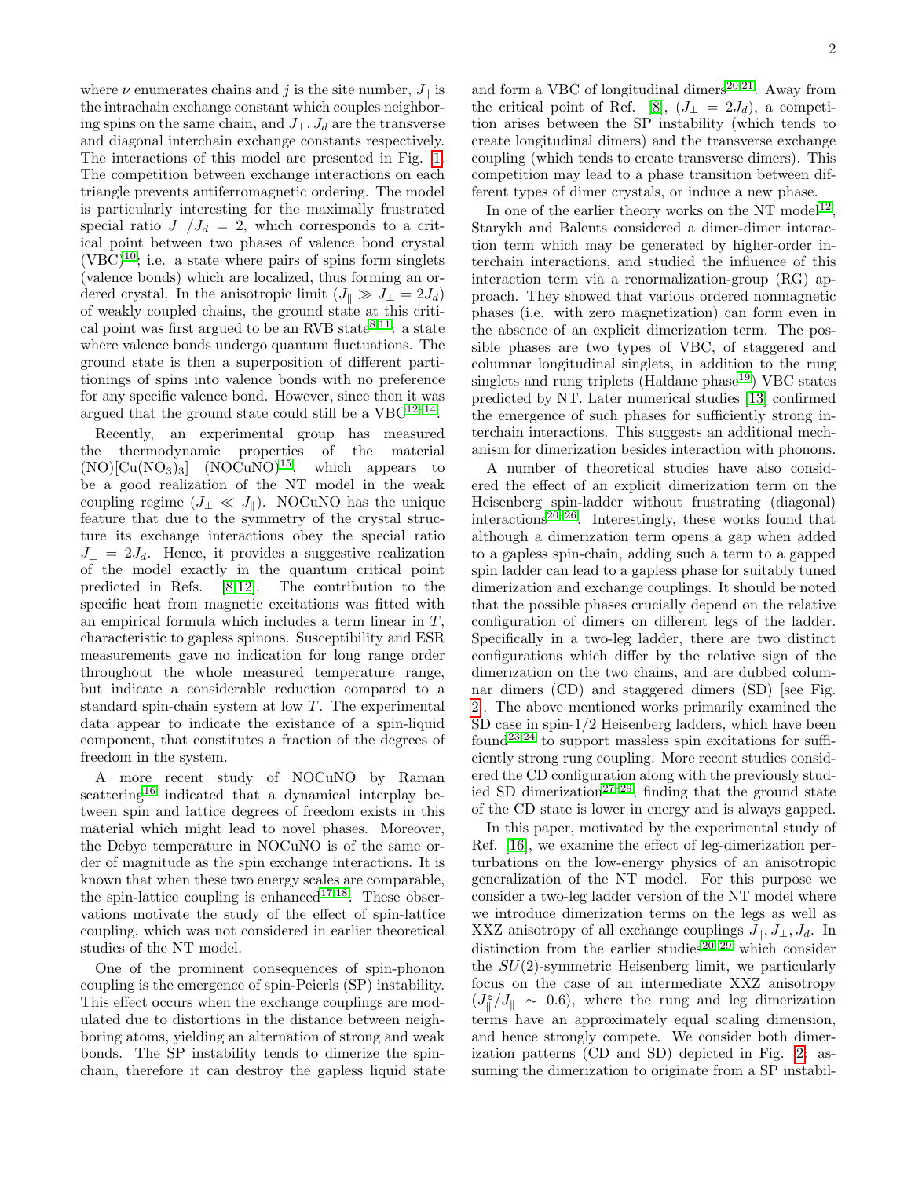where $\nu$ enumerates chains and $j$ is the site number, $J_\parallel$ is the intrachain exchange constant which couples neighboring spins on the same chain, and $J_\perp, J_d$ are the transverse and diagonal interchain exchange constants respectively. The interactions of this model are presented in Fig. 1. The competition between exchange interactions on each triangle prevents antiferromagnetic ordering. The model is particularly interesting for the maximally frustrated special ratio $J_\perp/J_d = 2$, which corresponds to a critical point between two phases of valence bond crystal (VBC)[10], i.e. a state where pairs of spins form singlets (valence bonds) which are localized, thus forming an ordered crystal. In the anisotropic limit ($J_\parallel \gg J_\perp = 2J_d$) of weakly coupled chains, the ground state at this critical point was first argued to be an RVB state[8,11]: a state where valence bonds undergo quantum fluctuations. The ground state is then a superposition of different partitionings of spins into valence bonds with no preference for any specific valence bond. However, since then it was argued that the ground state could still be a VBC[12–14].

Recently, an experimental group has measured the thermodynamic properties of the material $(NO)[Cu(NO_3)_3]$ (NOCuNO)[15], which appears to be a good realization of the NT model in the weak coupling regime ($J_\perp \ll J_\parallel$). NOCuNO has the unique feature that due to the symmetry of the crystal structure its exchange interactions obey the special ratio $J_\perp = 2J_d$. Hence, it provides a suggestive realization of the model exactly in the quantum critical point predicted in Refs. [8,12]. The contribution to the specific heat from magnetic excitations was fitted with an empirical formula which includes a term linear in $T$, characteristic to gapless spinons. Susceptibility and ESR measurements gave no indication for long range order throughout the whole measured temperature range, but indicate a considerable reduction compared to a standard spin-chain system at low $T$. The experimental data appear to indicate the existance of a spin-liquid component, that constitutes a fraction of the degrees of freedom in the system.

A more recent study of NOCuNO by Raman scattering[16] indicated that a dynamical interplay between spin and lattice degrees of freedom exists in this material which might lead to novel phases. Moreover, the Debye temperature in NOCuNO is of the same order of magnitude as the spin exchange interactions. It is known that when these two energy scales are comparable, the spin-lattice coupling is enhanced[17,18]. These observations motivate the study of the effect of spin-lattice coupling, which was not considered in earlier theoretical studies of the NT model.

One of the prominent consequences of spin-phonon coupling is the emergence of spin-Peierls (SP) instability. This effect occurs when the exchange couplings are modulated due to distortions in the distance between neighboring atoms, yielding an alternation of strong and weak bonds. The SP instability tends to dimerize the spin-chain, therefore it can destroy the gapless liquid state and form a VBC of longitudinal dimers[20,21]. Away from the critical point of Ref. [8], ($J_\perp = 2J_d$), a competition arises between the SP instability (which tends to create longitudinal dimers) and the transverse exchange coupling (which tends to create transverse dimers). This competition may lead to a phase transition between different types of dimer crystals, or induce a new phase.

In one of the earlier theory works on the NT model[12], Starykh and Balents considered a dimer-dimer interaction term which may be generated by higher-order interchain interactions, and studied the influence of this interaction term via a renormalization-group (RG) approach. They showed that various ordered nonmagnetic phases (i.e. with zero magnetization) can form even in the absence of an explicit dimerization term. The possible phases are two types of VBC, of staggered and columnar longitudinal singlets, in addition to the rung singlets and rung triplets (Haldane phase[19]) VBC states predicted by NT. Later numerical studies [13] confirmed the emergence of such phases for sufficiently strong interchain interactions. This suggests an additional mechanism for dimerization besides interaction with phonons.

A number of theoretical studies have also considered the effect of an explicit dimerization term on the Heisenberg spin-ladder without frustrating (diagonal) interactions[20–26]. Interestingly, these works found that although a dimerization term opens a gap when added to a gapless spin-chain, adding such a term to a gapped spin ladder can lead to a gapless phase for suitably tuned dimerization and exchange couplings. It should be noted that the possible phases crucially depend on the relative configuration of dimers on different legs of the ladder. Specifically in a two-leg ladder, there are two distinct configurations which differ by the relative sign of the dimerization on the two chains, and are dubbed columnar dimers (CD) and staggered dimers (SD) [see Fig. 2]. The above mentioned works primarily examined the SD case in spin-1/2 Heisenberg ladders, which have been found[23,24] to support massless spin excitations for sufficiently strong rung coupling. More recent studies considered the CD configuration along with the previously studied SD dimerization[27–29], finding that the ground state of the CD state is lower in energy and is always gapped.

In this paper, motivated by the experimental study of Ref. [16], we examine the effect of leg-dimerization perturbations on the low-energy physics of an anisotropic generalization of the NT model. For this purpose we consider a two-leg ladder version of the NT model where we introduce dimerization terms on the legs as well as XXZ anisotropy of all exchange couplings $J_\parallel, J_\perp, J_d$. In distinction from the earlier studies[20–29] which consider the $SU(2)$-symmetric Heisenberg limit, we particularly focus on the case of an intermediate XXZ anisotropy ($J^z_\parallel/J_\parallel \sim 0.6$), where the rung and leg dimerization terms have an approximately equal scaling dimension, and hence strongly compete. We consider both dimerization patterns (CD and SD) depicted in Fig. 2: assuming the dimerization to originate from a SP instabil-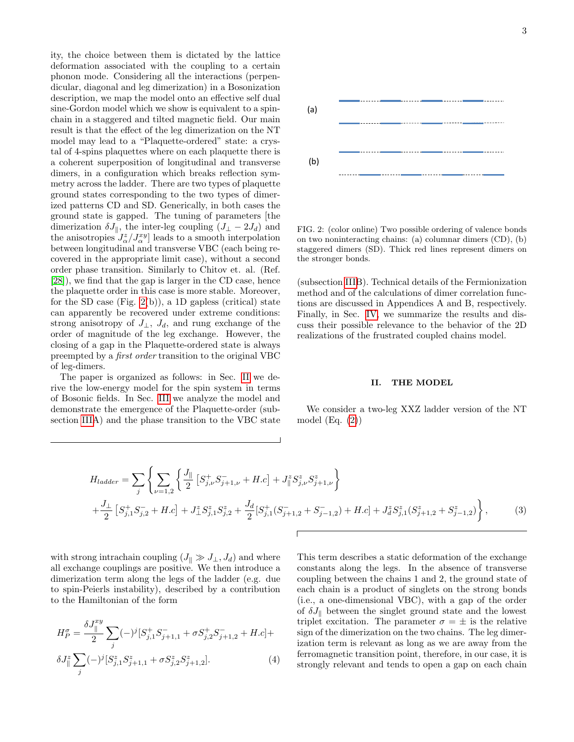ity, the choice between them is dictated by the lattice deformation associated with the coupling to a certain phonon mode. Considering all the interactions (perpendicular, diagonal and leg dimerization) in a Bosonization description, we map the model onto an effective self dual sine-Gordon model which we show is equivalent to a spin-chain in a staggered and tilted magnetic field. Our main result is that the effect of the leg dimerization on the NT model may lead to a "Plaquette-ordered" state: a crystal of 4-spins plaquettes where on each plaquette there is a coherent superposition of longitudinal and transverse dimers, in a configuration which breaks reflection symmetry across the ladder. There are two types of plaquette ground states corresponding to the two types of dimerized patterns CD and SD. Generically, in both cases the ground state is gapped. The tuning of parameters [the dimerization $\delta J_\parallel$, the inter-leg coupling ($J_\perp - 2J_d$) and the anisotropies $J^z_\alpha/J^{xy}_\alpha$] leads to a smooth interpolation between longitudinal and transverse VBC (each being recovered in the appropriate limit case), without a second order phase transition. Similarly to Chitov et. al. (Ref. [28]), we find that the gap is larger in the CD case, hence the plaquette order in this case is more stable. Moreover, for the SD case (Fig. 2(b)), a 1D gapless (critical) state can apparently be recovered under extreme conditions: strong anisotropy of $J_\perp$, $J_d$, and rung exchange of the order of magnitude of the leg exchange. However, the closing of a gap in the Plaquette-ordered state is always preempted by a *first order* transition to the original VBC of leg-dimers.

The paper is organized as follows: in Sec. II we derive the low-energy model for the spin system in terms of Bosonic fields. In Sec. III we analyze the model and demonstrate the emergence of the Plaquette-order (subsection IIIA) and the phase transition to the VBC state (subsection IIIB). Technical details of the Fermionization method and of the calculations of dimer correlation functions are discussed in Appendices A and B, respectively. Finally, in Sec. IV, we summarize the results and discuss their possible relevance to the behavior of the 2D realizations of the frustrated coupled chains model.

FIG. 2: (color online) Two possible ordering of valence bonds on two noninteracting chains: (a) columnar dimers (CD), (b) staggered dimers (SD). Thick red lines represent dimers on the stronger bonds.

## II. THE MODEL

We consider a two-leg XXZ ladder version of the NT model (Eq. (2))

$$H_{ladder} = \sum_j \left\{ \sum_{\nu=1,2} \left\{ \frac{J_\parallel}{2} \left[ S^+_{j,\nu} S^-_{j+1,\nu} + H.c \right] + J^z_\parallel S^z_{j,\nu} S^z_{j+1,\nu} \right\} + \frac{J_\perp}{2} \left[ S^+_{j,1} S^-_{j,2} + H.c \right] + J^z_\perp S^z_{j,1} S^z_{j,2} + \frac{J_d}{2} [S^+_{j,1}(S^-_{j+1,2} + S^-_{j-1,2}) + H.c] + J^z_d S^z_{j,1}(S^z_{j+1,2} + S^z_{j-1,2}) \right\}, \quad (3)$$

with strong intrachain coupling ($J_\parallel \gg J_\perp, J_d$) and where all exchange couplings are positive. We then introduce a dimerization term along the legs of the ladder (e.g. due to spin-Peierls instability), described by a contribution to the Hamiltonian of the form

$$H^\sigma_P = \frac{\delta J^{xy}_\parallel}{2} \sum_j (-)^j [S^+_{j,1} S^-_{j+1,1} + \sigma S^+_{j,2} S^-_{j+1,2} + H.c] + \delta J^z_\parallel \sum_j (-)^j [S^z_{j,1} S^z_{j+1,1} + \sigma S^z_{j,2} S^z_{j+1,2}]. \quad (4)$$

This term describes a static deformation of the exchange constants along the legs. In the absence of transverse coupling between the chains 1 and 2, the ground state of each chain is a product of singlets on the strong bonds (i.e., a one-dimensional VBC), with a gap of the order of $\delta J_\parallel$ between the singlet ground state and the lowest triplet excitation. The parameter $\sigma = \pm$ is the relative sign of the dimerization on the two chains. The leg dimerization term is relevant as long as we are away from the ferromagnetic transition point, therefore, in our case, it is strongly relevant and tends to open a gap on each chain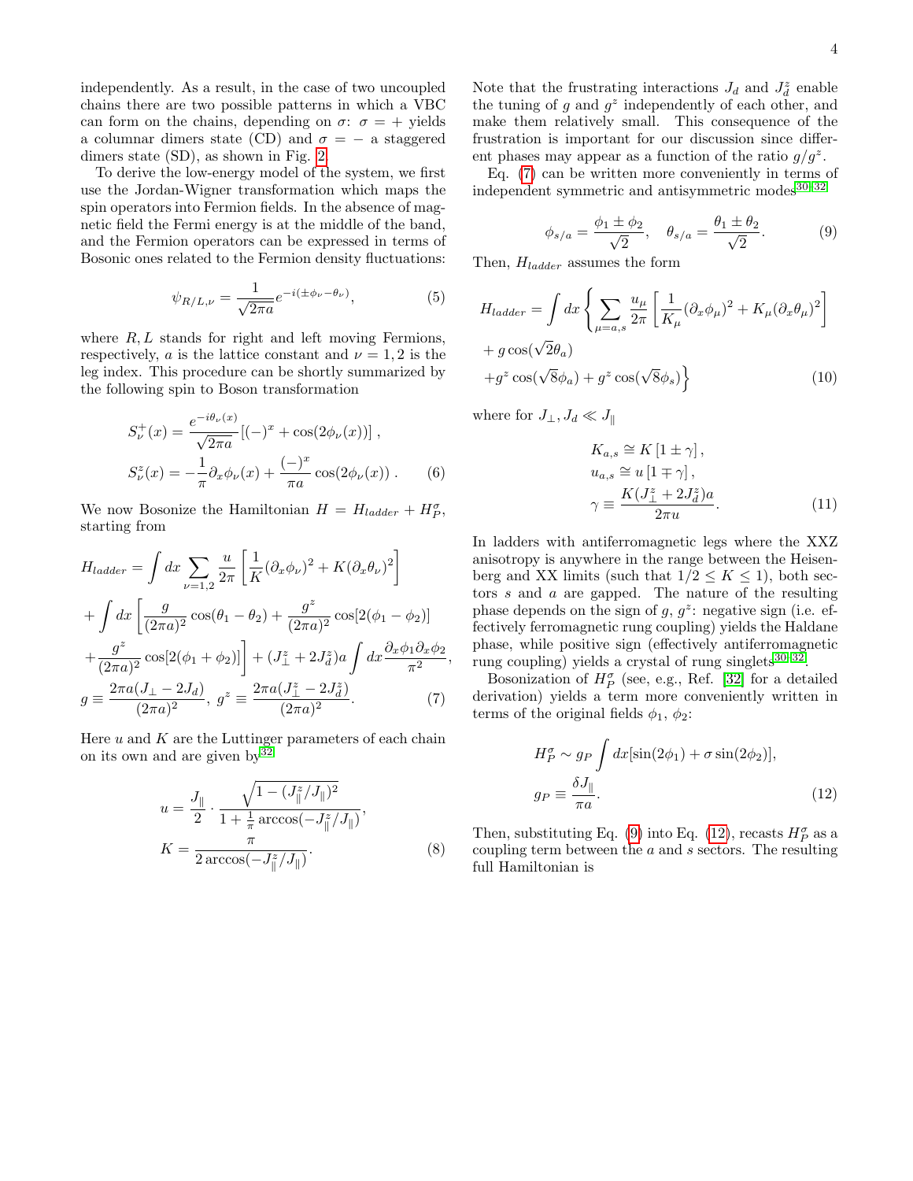independently. As a result, in the case of two uncoupled chains there are two possible patterns in which a VBC can form on the chains, depending on $\sigma$: $\sigma = +$ yields a columnar dimers state (CD) and $\sigma = -$ a staggered dimers state (SD), as shown in Fig. 2.

To derive the low-energy model of the system, we first use the Jordan-Wigner transformation which maps the spin operators into Fermion fields. In the absence of magnetic field the Fermi energy is at the middle of the band, and the Fermion operators can be expressed in terms of Bosonic ones related to the Fermion density fluctuations:

$$\psi_{R/L,\nu} = \frac{1}{\sqrt{2\pi a}} e^{-i(\pm\phi_\nu - \theta_\nu)}, \tag{5}$$

where $R, L$ stands for right and left moving Fermions, respectively, $a$ is the lattice constant and $\nu = 1, 2$ is the leg index. This procedure can be shortly summarized by the following spin to Boson transformation

$$S^+_\nu(x) = \frac{e^{-i\theta_\nu(x)}}{\sqrt{2\pi a}} \left[(-)^x + \cos(2\phi_\nu(x))\right],$$
$$S^z_\nu(x) = -\frac{1}{\pi}\partial_x\phi_\nu(x) + \frac{(-)^x}{\pi a}\cos(2\phi_\nu(x)). \tag{6}$$

We now Bosonize the Hamiltonian $H = H_{ladder} + H^\sigma_P$, starting from

$$H_{ladder} = \int dx \sum_{\nu=1,2} \frac{u}{2\pi}\left[\frac{1}{K}(\partial_x\phi_\nu)^2 + K(\partial_x\theta_\nu)^2\right]$$
$$+ \int dx \left[\frac{g}{(2\pi a)^2}\cos(\theta_1 - \theta_2) + \frac{g^z}{(2\pi a)^2}\cos[2(\phi_1 - \phi_2)]\right.$$
$$\left. + \frac{g^z}{(2\pi a)^2}\cos[2(\phi_1 + \phi_2)]\right] + (J^z_\perp + 2J^z_d)a\int dx \frac{\partial_x\phi_1\partial_x\phi_2}{\pi^2},$$
$$g \equiv \frac{2\pi a(J_\perp - 2J_d)}{(2\pi a)^2},\; g^z \equiv \frac{2\pi a(J^z_\perp - 2J^z_d)}{(2\pi a)^2}. \tag{7}$$

Here $u$ and $K$ are the Luttinger parameters of each chain on its own and are given by[32]

$$u = \frac{J_\parallel}{2} \cdot \frac{\sqrt{1 - (J^z_\parallel/J_\parallel)^2}}{1 + \frac{1}{\pi}\arccos(-J^z_\parallel/J_\parallel)},$$
$$K = \frac{\pi}{2\arccos(-J^z_\parallel/J_\parallel)}. \tag{8}$$

Note that the frustrating interactions $J_d$ and $J^z_d$ enable the tuning of $g$ and $g^z$ independently of each other, and make them relatively small. This consequence of the frustration is important for our discussion since different phases may appear as a function of the ratio $g/g^z$.

Eq. (7) can be written more conveniently in terms of independent symmetric and antisymmetric modes[30–32]

$$\phi_{s/a} = \frac{\phi_1 \pm \phi_2}{\sqrt{2}}, \quad \theta_{s/a} = \frac{\theta_1 \pm \theta_2}{\sqrt{2}}. \tag{9}$$

Then, $H_{ladder}$ assumes the form

$$H_{ladder} = \int dx \left\{ \sum_{\mu=a,s} \frac{u_\mu}{2\pi}\left[\frac{1}{K_\mu}(\partial_x\phi_\mu)^2 + K_\mu(\partial_x\theta_\mu)^2\right]\right.$$
$$+ g\cos(\sqrt{2}\theta_a)$$
$$\left. + g^z\cos(\sqrt{8}\phi_a) + g^z\cos(\sqrt{8}\phi_s)\right\} \tag{10}$$

where for $J_\perp, J_d \ll J_\parallel$

$$K_{a,s} \cong K\left[1 \pm \gamma\right],$$
$$u_{a,s} \cong u\left[1 \mp \gamma\right],$$
$$\gamma \equiv \frac{K(J^z_\perp + 2J^z_d)a}{2\pi u}. \tag{11}$$

In ladders with antiferromagnetic legs where the XXZ anisotropy is anywhere in the range between the Heisenberg and XX limits (such that $1/2 \leq K \leq 1$), both sectors $s$ and $a$ are gapped. The nature of the resulting phase depends on the sign of $g$, $g^z$: negative sign (i.e. effectively ferromagnetic rung coupling) yields the Haldane phase, while positive sign (effectively antiferromagnetic rung coupling) yields a crystal of rung singlets[30–32].

Bosonization of $H^\sigma_P$ (see, e.g., Ref. [32] for a detailed derivation) yields a term more conveniently written in terms of the original fields $\phi_1$, $\phi_2$:

$$H^\sigma_P \sim g_P \int dx[\sin(2\phi_1) + \sigma\sin(2\phi_2)],$$
$$g_P \equiv \frac{\delta J_\parallel}{\pi a}. \tag{12}$$

Then, substituting Eq. (9) into Eq. (12), recasts $H^\sigma_P$ as a coupling term between the $a$ and $s$ sectors. The resulting full Hamiltonian is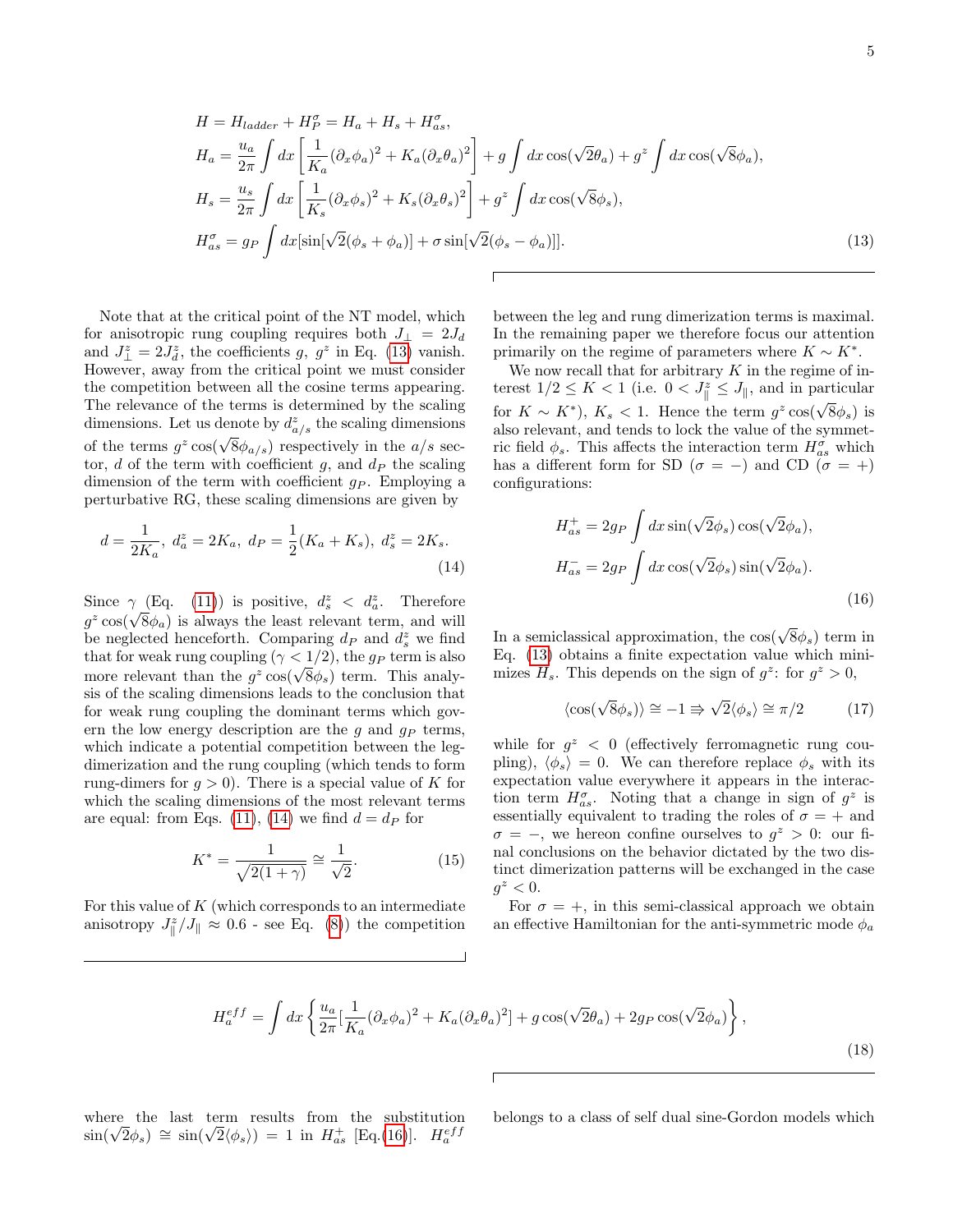$$
\begin{aligned}
H &= H_{ladder} + H_P^\sigma = H_a + H_s + H_{as}^\sigma, \\
H_a &= \frac{u_a}{2\pi}\int dx \left[\frac{1}{K_a}(\partial_x\phi_a)^2 + K_a(\partial_x\theta_a)^2\right] + g\int dx \cos(\sqrt{2}\theta_a) + g^z \int dx \cos(\sqrt{8}\phi_a), \\
H_s &= \frac{u_s}{2\pi}\int dx \left[\frac{1}{K_s}(\partial_x\phi_s)^2 + K_s(\partial_x\theta_s)^2\right] + g^z \int dx \cos(\sqrt{8}\phi_s), \\
H_{as}^\sigma &= g_P \int dx [\sin[\sqrt{2}(\phi_s + \phi_a)] + \sigma \sin[\sqrt{2}(\phi_s - \phi_a)]].
\end{aligned} \tag{13}
$$

Note that at the critical point of the NT model, which for anisotropic rung coupling requires both $J_\perp = 2J_d$ and $J_\perp^z = 2J_d^z$, the coefficients $g$, $g^z$ in Eq. (13) vanish. However, away from the critical point we must consider the competition between all the cosine terms appearing. The relevance of the terms is determined by the scaling dimensions. Let us denote by $d_{a/s}^z$ the scaling dimensions of the terms $g^z\cos(\sqrt{8}\phi_{a/s})$ respectively in the $a/s$ sector, $d$ of the term with coefficient $g$, and $d_P$ the scaling dimension of the term with coefficient $g_P$. Employing a perturbative RG, these scaling dimensions are given by

$$
d = \frac{1}{2K_a},\ d_a^z = 2K_a,\ d_P = \frac{1}{2}(K_a + K_s),\ d_s^z = 2K_s. \tag{14}
$$

Since $\gamma$ (Eq. (11)) is positive, $d_s^z < d_a^z$. Therefore $g^z\cos(\sqrt{8}\phi_a)$ is always the least relevant term, and will be neglected henceforth. Comparing $d_P$ and $d_s^z$ we find that for weak rung coupling ($\gamma < 1/2$), the $g_P$ term is also more relevant than the $g^z\cos(\sqrt{8}\phi_s)$ term. This analysis of the scaling dimensions leads to the conclusion that for weak rung coupling the dominant terms which govern the low energy description are the $g$ and $g_P$ terms, which indicate a potential competition between the leg-dimerization and the rung coupling (which tends to form rung-dimers for $g > 0$). There is a special value of $K$ for which the scaling dimensions of the most relevant terms are equal: from Eqs. (11), (14) we find $d = d_P$ for

$$
K^* = \frac{1}{\sqrt{2(1+\gamma)}} \cong \frac{1}{\sqrt{2}}. \tag{15}
$$

For this value of $K$ (which corresponds to an intermediate anisotropy $J_\parallel^z/J_\parallel \approx 0.6$ - see Eq. (8)) the competition between the leg and rung dimerization terms is maximal. In the remaining paper we therefore focus our attention primarily on the regime of parameters where $K \sim K^*$.

We now recall that for arbitrary $K$ in the regime of interest $1/2 \le K < 1$ (i.e. $0 < J_\parallel^z \le J_\parallel$, and in particular for $K \sim K^*$), $K_s < 1$. Hence the term $g^z\cos(\sqrt{8}\phi_s)$ is also relevant, and tends to lock the value of the symmetric field $\phi_s$. This affects the interaction term $H_{as}^\sigma$ which has a different form for SD ($\sigma = -$) and CD ($\sigma = +$) configurations:

$$
\begin{aligned}
H_{as}^+ &= 2g_P \int dx \sin(\sqrt{2}\phi_s)\cos(\sqrt{2}\phi_a), \\
H_{as}^- &= 2g_P \int dx \cos(\sqrt{2}\phi_s)\sin(\sqrt{2}\phi_a).
\end{aligned} \tag{16}
$$

In a semiclassical approximation, the $\cos(\sqrt{8}\phi_s)$ term in Eq. (13) obtains a finite expectation value which minimizes $H_s$. This depends on the sign of $g^z$: for $g^z > 0$,

$$
\langle\cos(\sqrt{8}\phi_s)\rangle \cong -1 \Rrightarrow \sqrt{2}\langle\phi_s\rangle \cong \pi/2 \tag{17}
$$

while for $g^z < 0$ (effectively ferromagnetic rung coupling), $\langle\phi_s\rangle = 0$. We can therefore replace $\phi_s$ with its expectation value everywhere it appears in the interaction term $H_{as}^\sigma$. Noting that a change in sign of $g^z$ is essentially equivalent to trading the roles of $\sigma = +$ and $\sigma = -$, we hereon confine ourselves to $g^z > 0$: our final conclusions on the behavior dictated by the two distinct dimerization patterns will be exchanged in the case $g^z < 0$.

For $\sigma = +$, in this semi-classical approach we obtain an effective Hamiltonian for the anti-symmetric mode $\phi_a$

$$
H_a^{eff} = \int dx \left\{ \frac{u_a}{2\pi}\left[\frac{1}{K_a}(\partial_x\phi_a)^2 + K_a(\partial_x\theta_a)^2\right] + g\cos(\sqrt{2}\theta_a) + 2g_P\cos(\sqrt{2}\phi_a) \right\}, \tag{18}
$$

where the last term results from the substitution $\sin(\sqrt{2}\phi_s) \cong \sin(\sqrt{2}\langle\phi_s\rangle) = 1$ in $H_{as}^+$ [Eq.(16)]. $H_a^{eff}$ belongs to a class of self dual sine-Gordon models which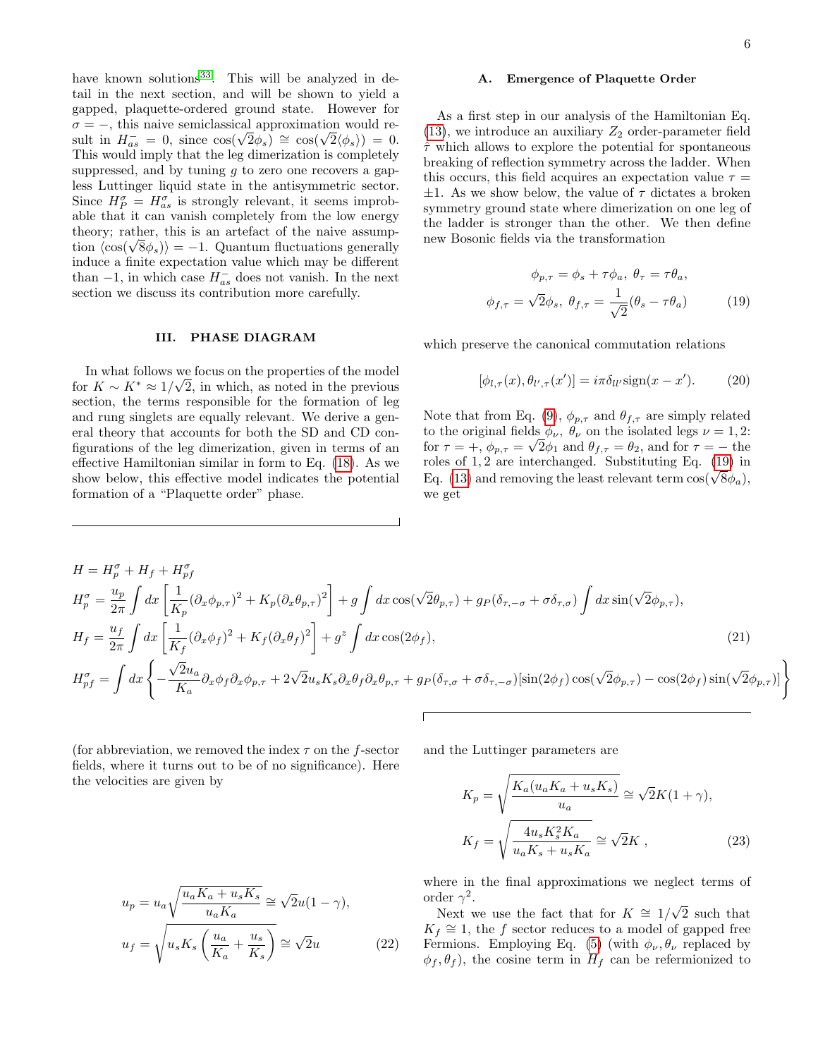have known solutions[33]. This will be analyzed in detail in the next section, and will be shown to yield a gapped, plaquette-ordered ground state. However for $\sigma = -$, this naive semiclassical approximation would result in $H^{-}_{as} = 0$, since $\cos(\sqrt{2}\phi_s) \cong \cos(\sqrt{2}\langle\phi_s\rangle) = 0$. This would imply that the leg dimerization is completely suppressed, and by tuning $g$ to zero one recovers a gapless Luttinger liquid state in the antisymmetric sector. Since $H^{\sigma}_{P} = H^{\sigma}_{as}$ is strongly relevant, it seems improbable that it can vanish completely from the low energy theory; rather, this is an artefact of the naive assumption $\langle\cos(\sqrt{8}\phi_s)\rangle = -1$. Quantum fluctuations generally induce a finite expectation value which may be different than $-1$, in which case $H^{-}_{as}$ does not vanish. In the next section we discuss its contribution more carefully.

## III. PHASE DIAGRAM

In what follows we focus on the properties of the model for $K \sim K^* \approx 1/\sqrt{2}$, in which, as noted in the previous section, the terms responsible for the formation of leg and rung singlets are equally relevant. We derive a general theory that accounts for both the SD and CD configurations of the leg dimerization, given in terms of an effective Hamiltonian similar in form to Eq. (18). As we show below, this effective model indicates the potential formation of a "Plaquette order" phase.

### A. Emergence of Plaquette Order

As a first step in our analysis of the Hamiltonian Eq. (13), we introduce an auxiliary $Z_2$ order-parameter field $\hat{\tau}$ which allows to explore the potential for spontaneous breaking of reflection symmetry across the ladder. When this occurs, this field acquires an expectation value $\tau = \pm 1$. As we show below, the value of $\tau$ dictates a broken symmetry ground state where dimerization on one leg of the ladder is stronger than the other. We then define new Bosonic fields via the transformation

$$\phi_{p,\tau} = \phi_s + \tau\phi_a,\ \theta_{\tau} = \tau\theta_a,$$
$$\phi_{f,\tau} = \sqrt{2}\phi_s,\ \theta_{f,\tau} = \frac{1}{\sqrt{2}}(\theta_s - \tau\theta_a) \tag{19}$$

which preserve the canonical commutation relations

$$[\phi_{l,\tau}(x), \theta_{l',\tau}(x')] = i\pi\delta_{ll'}\mathrm{sign}(x - x'). \tag{20}$$

Note that from Eq. (9), $\phi_{p,\tau}$ and $\theta_{f,\tau}$ are simply related to the original fields $\phi_\nu$, $\theta_\nu$ on the isolated legs $\nu = 1, 2$: for $\tau = +$, $\phi_{p,\tau} = \sqrt{2}\phi_1$ and $\theta_{f,\tau} = \theta_2$, and for $\tau = -$ the roles of $1, 2$ are interchanged. Substituting Eq. (19) in Eq. (13) and removing the least relevant term $\cos(\sqrt{8}\phi_a)$, we get

$$
\begin{aligned}
H &= H^{\sigma}_{p} + H_f + H^{\sigma}_{pf} \\
H^{\sigma}_{p} &= \frac{u_p}{2\pi}\int dx\left[\frac{1}{K_p}(\partial_x\phi_{p,\tau})^2 + K_p(\partial_x\theta_{p,\tau})^2\right] + g\int dx\cos(\sqrt{2}\theta_{p,\tau}) + g_P(\delta_{\tau,-\sigma} + \sigma\delta_{\tau,\sigma})\int dx\sin(\sqrt{2}\phi_{p,\tau}), \\
H_f &= \frac{u_f}{2\pi}\int dx\left[\frac{1}{K_f}(\partial_x\phi_f)^2 + K_f(\partial_x\theta_f)^2\right] + g^z\int dx\cos(2\phi_f), \\
H^{\sigma}_{pf} &= \int dx\left\{-\frac{\sqrt{2}u_a}{K_a}\partial_x\phi_f\partial_x\phi_{p,\tau} + 2\sqrt{2}u_sK_s\partial_x\theta_f\partial_x\theta_{p,\tau} + g_P(\delta_{\tau,\sigma} + \sigma\delta_{\tau,-\sigma})[\sin(2\phi_f)\cos(\sqrt{2}\phi_{p,\tau}) - \cos(2\phi_f)\sin(\sqrt{2}\phi_{p,\tau})]\right\}
\end{aligned}
\tag{21}
$$

(for abbreviation, we removed the index $\tau$ on the $f$-sector fields, where it turns out to be of no significance). Here the velocities are given by

$$
\begin{aligned}
u_p &= u_a\sqrt{\frac{u_aK_a + u_sK_s}{u_aK_a}} \cong \sqrt{2}u(1-\gamma), \\
u_f &= \sqrt{u_sK_s\left(\frac{u_a}{K_a} + \frac{u_s}{K_s}\right)} \cong \sqrt{2}u
\end{aligned}
\tag{22}
$$

and the Luttinger parameters are

$$
\begin{aligned}
K_p &= \sqrt{\frac{K_a(u_aK_a + u_sK_s)}{u_a}} \cong \sqrt{2}K(1+\gamma), \\
K_f &= \sqrt{\frac{4u_sK_s^2K_a}{u_aK_s + u_sK_a}} \cong \sqrt{2}K\ ,
\end{aligned}
\tag{23}
$$

where in the final approximations we neglect terms of order $\gamma^2$.

Next we use the fact that for $K \cong 1/\sqrt{2}$ such that $K_f \cong 1$, the $f$ sector reduces to a model of gapped free Fermions. Employing Eq. (5) (with $\phi_\nu, \theta_\nu$ replaced by $\phi_f, \theta_f$), the cosine term in $H_f$ can be refermionized to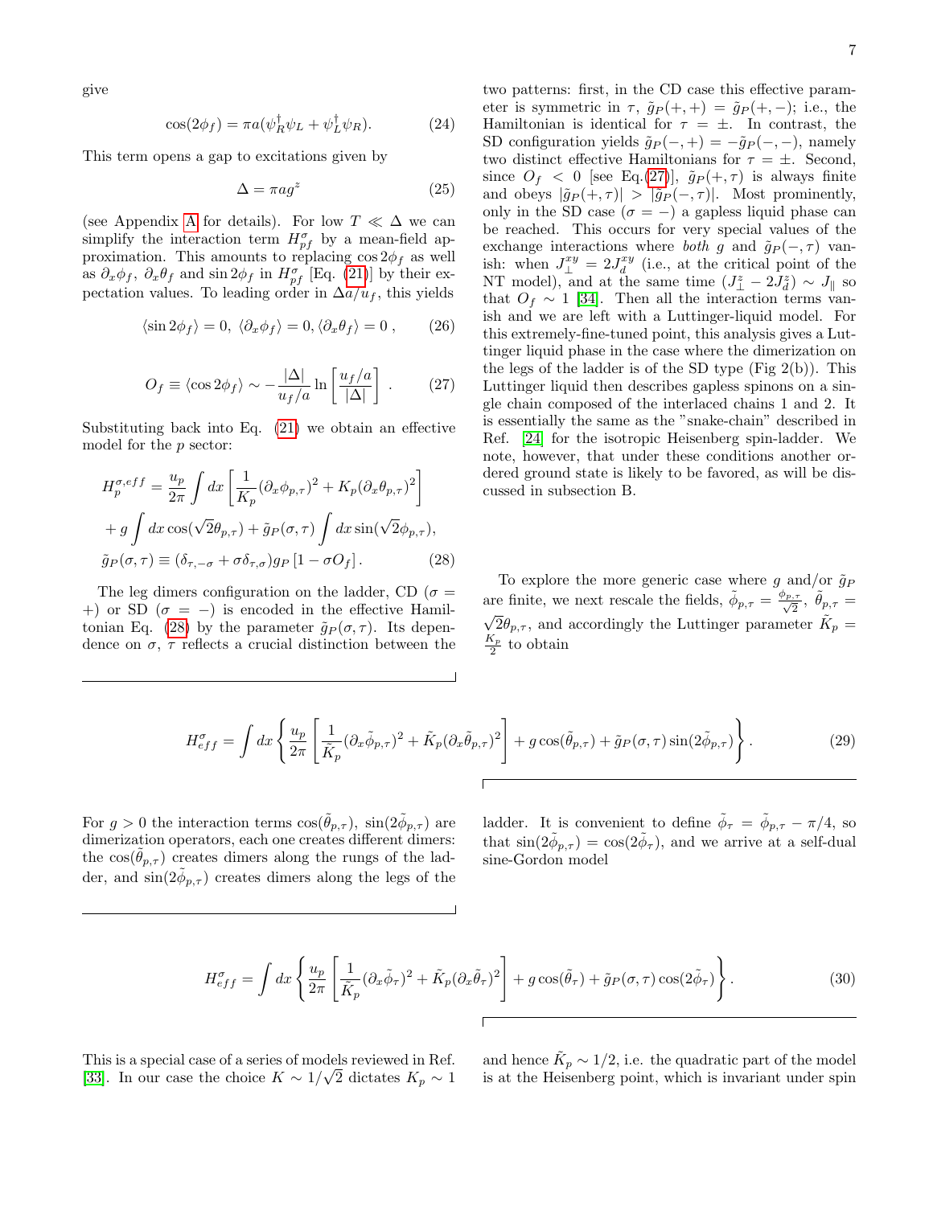give

$$\cos(2\phi_f) = \pi a(\psi_R^\dagger \psi_L + \psi_L^\dagger \psi_R). \tag{24}$$

This term opens a gap to excitations given by

$$\Delta = \pi a g^z \tag{25}$$

(see Appendix A for details). For low $T \ll \Delta$ we can simplify the interaction term $H_{pf}^\sigma$ by a mean-field approximation. This amounts to replacing $\cos 2\phi_f$ as well as $\partial_x \phi_f$, $\partial_x \theta_f$ and $\sin 2\phi_f$ in $H_{pf}^\sigma$ [Eq. (21)] by their expectation values. To leading order in $\Delta a/u_f$, this yields

$$\langle \sin 2\phi_f \rangle = 0,\ \langle \partial_x \phi_f \rangle = 0, \langle \partial_x \theta_f \rangle = 0\ , \tag{26}$$

$$O_f \equiv \langle \cos 2\phi_f \rangle \sim -\frac{|\Delta|}{u_f/a} \ln\left[\frac{u_f/a}{|\Delta|}\right]\ . \tag{27}$$

Substituting back into Eq. (21) we obtain an effective model for the $p$ sector:

$$\begin{aligned}
H_p^{\sigma,eff} &= \frac{u_p}{2\pi}\int dx \left[\frac{1}{K_p}(\partial_x \phi_{p,\tau})^2 + K_p(\partial_x \theta_{p,\tau})^2\right] \\
&+ g\int dx \cos(\sqrt{2}\theta_{p,\tau}) + \tilde{g}_P(\sigma,\tau)\int dx \sin(\sqrt{2}\phi_{p,\tau}), \\
\tilde{g}_P(\sigma,\tau) &\equiv (\delta_{\tau,-\sigma} + \sigma\delta_{\tau,\sigma}) g_P \left[1 - \sigma O_f\right].
\end{aligned} \tag{28}$$

The leg dimers configuration on the ladder, CD ($\sigma = +$) or SD ($\sigma = -$) is encoded in the effective Hamiltonian Eq. (28) by the parameter $\tilde{g}_P(\sigma,\tau)$. Its dependence on $\sigma$, $\tau$ reflects a crucial distinction between the two patterns: first, in the CD case this effective parameter is symmetric in $\tau$, $\tilde{g}_P(+,+) = \tilde{g}_P(+,-)$; i.e., the Hamiltonian is identical for $\tau = \pm$. In contrast, the SD configuration yields $\tilde{g}_P(-,+) = -\tilde{g}_P(-,-)$, namely two distinct effective Hamiltonians for $\tau = \pm$. Second, since $O_f < 0$ [see Eq.(27)], $\tilde{g}_P(+,\tau)$ is always finite and obeys $|\tilde{g}_P(+,\tau)| > |\tilde{g}_P(-,\tau)|$. Most prominently, only in the SD case ($\sigma = -$) a gapless liquid phase can be reached. This occurs for very special values of the exchange interactions where *both* $g$ and $\tilde{g}_P(-,\tau)$ vanish: when $J_\perp^{xy} = 2J_d^{xy}$ (i.e., at the critical point of the NT model), and at the same time $(J_\perp^z - 2J_d^z) \sim J_\parallel$ so that $O_f \sim 1$ [34]. Then all the interaction terms vanish and we are left with a Luttinger-liquid model. For this extremely-fine-tuned point, this analysis gives a Luttinger liquid phase in the case where the dimerization on the legs of the ladder is of the SD type (Fig 2(b)). This Luttinger liquid then describes gapless spinons on a single chain composed of the interlaced chains 1 and 2. It is essentially the same as the "snake-chain" described in Ref. [24] for the isotropic Heisenberg spin-ladder. We note, however, that under these conditions another ordered ground state is likely to be favored, as will be discussed in subsection B.

To explore the more generic case where $g$ and/or $\tilde{g}_P$ are finite, we next rescale the fields, $\tilde{\phi}_{p,\tau} = \frac{\phi_{p,\tau}}{\sqrt{2}}$, $\tilde{\theta}_{p,\tau} = \sqrt{2}\theta_{p,\tau}$, and accordingly the Luttinger parameter $\tilde{K}_p = \frac{K_p}{2}$ to obtain

$$H_{eff}^\sigma = \int dx \left\{\frac{u_p}{2\pi}\left[\frac{1}{\tilde{K}_p}(\partial_x \tilde{\phi}_{p,\tau})^2 + \tilde{K}_p(\partial_x \tilde{\theta}_{p,\tau})^2\right] + g\cos(\tilde{\theta}_{p,\tau}) + \tilde{g}_P(\sigma,\tau)\sin(2\tilde{\phi}_{p,\tau})\right\}. \tag{29}$$

For $g > 0$ the interaction terms $\cos(\tilde{\theta}_{p,\tau})$, $\sin(2\tilde{\phi}_{p,\tau})$ are dimerization operators, each one creates different dimers: the $\cos(\tilde{\theta}_{p,\tau})$ creates dimers along the rungs of the ladder, and $\sin(2\tilde{\phi}_{p,\tau})$ creates dimers along the legs of the ladder. It is convenient to define $\tilde{\phi}_\tau = \tilde{\phi}_{p,\tau} - \pi/4$, so that $\sin(2\tilde{\phi}_{p,\tau}) = \cos(2\tilde{\phi}_\tau)$, and we arrive at a self-dual sine-Gordon model

$$H_{eff}^\sigma = \int dx \left\{\frac{u_p}{2\pi}\left[\frac{1}{\tilde{K}_p}(\partial_x \tilde{\phi}_\tau)^2 + \tilde{K}_p(\partial_x \tilde{\theta}_\tau)^2\right] + g\cos(\tilde{\theta}_\tau) + \tilde{g}_P(\sigma,\tau)\cos(2\tilde{\phi}_\tau)\right\}. \tag{30}$$

This is a special case of a series of models reviewed in Ref. [33]. In our case the choice $K \sim 1/\sqrt{2}$ dictates $K_p \sim 1$ and hence $\tilde{K}_p \sim 1/2$, i.e. the quadratic part of the model is at the Heisenberg point, which is invariant under spin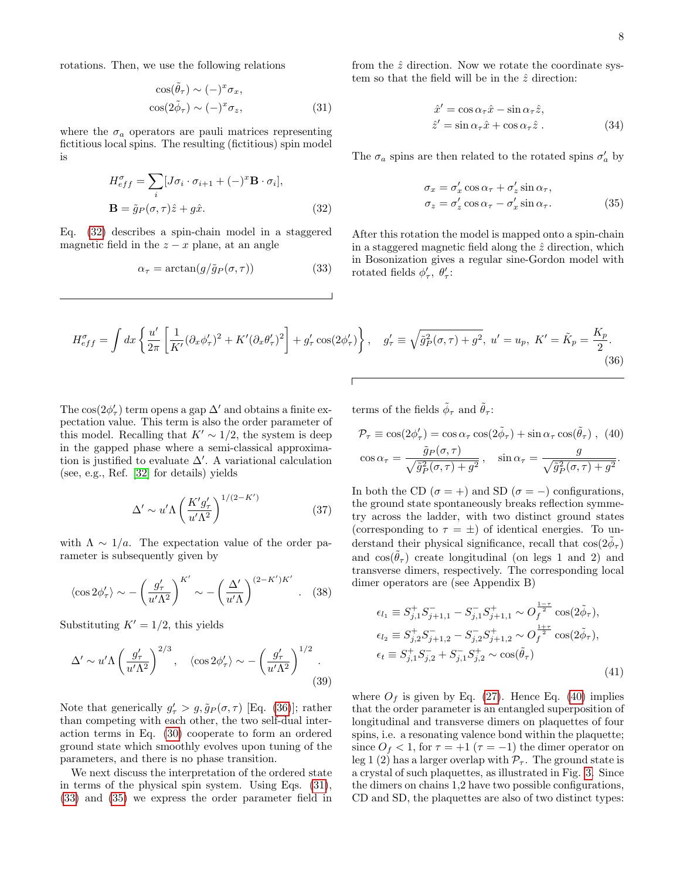rotations. Then, we use the following relations

$$
\begin{aligned}
\cos(\tilde{\theta}_\tau) &\sim (-)^x \sigma_x, \\
\cos(2\tilde{\phi}_\tau) &\sim (-)^x \sigma_z,
\end{aligned} \tag{31}
$$

where the $\sigma_a$ operators are pauli matrices representing fictitious local spins. The resulting (fictitious) spin model is

$$
\begin{aligned}
H_{eff}^{\sigma} &= \sum_i [J\sigma_i \cdot \sigma_{i+1} + (-)^x \mathbf{B}\cdot\sigma_i], \\
\mathbf{B} &= \tilde{g}_P(\sigma,\tau)\hat{z} + g\hat{x}.
\end{aligned} \tag{32}
$$

Eq. (32) describes a spin-chain model in a staggered magnetic field in the $z-x$ plane, at an angle

$$
\alpha_\tau = \arctan(g/\tilde{g}_P(\sigma,\tau)) \tag{33}
$$

from the $\hat{z}$ direction. Now we rotate the coordinate system so that the field will be in the $\hat{z}$ direction:

$$
\begin{aligned}
\hat{x}' &= \cos\alpha_\tau \hat{x} - \sin\alpha_\tau \hat{z}, \\
\hat{z}' &= \sin\alpha_\tau \hat{x} + \cos\alpha_\tau \hat{z}\,.
\end{aligned} \tag{34}
$$

The $\sigma_a$ spins are then related to the rotated spins $\sigma_a'$ by

$$
\begin{aligned}
\sigma_x &= \sigma_x' \cos\alpha_\tau + \sigma_z' \sin\alpha_\tau, \\
\sigma_z &= \sigma_z' \cos\alpha_\tau - \sigma_x' \sin\alpha_\tau.
\end{aligned} \tag{35}
$$

After this rotation the model is mapped onto a spin-chain in a staggered magnetic field along the $\hat{z}$ direction, which in Bosonization gives a regular sine-Gordon model with rotated fields $\phi_\tau'$, $\theta_\tau'$:

$$
H_{eff}^{\sigma} = \int dx \left\{ \frac{u'}{2\pi}\left[\frac{1}{K'}(\partial_x\phi_\tau')^2 + K'(\partial_x\theta_\tau')^2\right] + g_\tau' \cos(2\phi_\tau')\right\}, \quad g_\tau' \equiv \sqrt{\tilde{g}_P^2(\sigma,\tau)+g^2},\; u'=u_p,\; K'=\tilde{K}_p=\frac{K_p}{2}. \tag{36}
$$

The $\cos(2\phi_\tau')$ term opens a gap $\Delta'$ and obtains a finite expectation value. This term is also the order parameter of this model. Recalling that $K'\sim 1/2$, the system is deep in the gapped phase where a semi-classical approximation is justified to evaluate $\Delta'$. A variational calculation (see, e.g., Ref. [32] for details) yields

$$
\Delta' \sim u'\Lambda \left(\frac{K' g_\tau'}{u'\Lambda^2}\right)^{1/(2-K')} \tag{37}
$$

with $\Lambda \sim 1/a$. The expectation value of the order parameter is subsequently given by

$$
\langle \cos 2\phi_\tau' \rangle \sim -\left(\frac{g_\tau'}{u'\Lambda^2}\right)^{K'} \sim -\left(\frac{\Delta'}{u'\Lambda}\right)^{(2-K')K'}. \tag{38}
$$

Substituting $K'=1/2$, this yields

$$
\Delta' \sim u'\Lambda\left(\frac{g_\tau'}{u'\Lambda^2}\right)^{2/3}, \quad \langle \cos 2\phi_\tau' \rangle \sim -\left(\frac{g_\tau'}{u'\Lambda^2}\right)^{1/2}. \tag{39}
$$

Note that generically $g_\tau' > g, \tilde{g}_P(\sigma,\tau)$ [Eq. (36)]; rather than competing with each other, the two self-dual interaction terms in Eq. (30) cooperate to form an ordered ground state which smoothly evolves upon tuning of the parameters, and there is no phase transition.

We next discuss the interpretation of the ordered state in terms of the physical spin system. Using Eqs. (31), (33) and (35) we express the order parameter field in terms of the fields $\tilde{\phi}_\tau$ and $\tilde{\theta}_\tau$:

$$
\begin{aligned}
\mathcal{P}_\tau &\equiv \cos(2\phi_\tau') = \cos\alpha_\tau \cos(2\tilde{\phi}_\tau) + \sin\alpha_\tau \cos(\tilde{\theta}_\tau)\,, \\
\cos\alpha_\tau &= \frac{\tilde{g}_P(\sigma,\tau)}{\sqrt{\tilde{g}_P^2(\sigma,\tau)+g^2}}\,, \quad \sin\alpha_\tau = \frac{g}{\sqrt{\tilde{g}_P^2(\sigma,\tau)+g^2}}.
\end{aligned} \tag{40}
$$

In both the CD ($\sigma=+$) and SD ($\sigma=-$) configurations, the ground state spontaneously breaks reflection symmetry across the ladder, with two distinct ground states (corresponding to $\tau=\pm$) of identical energies. To understand their physical significance, recall that $\cos(2\tilde{\phi}_\tau)$ and $\cos(\tilde{\theta}_\tau)$ create longitudinal (on legs 1 and 2) and transverse dimers, respectively. The corresponding local dimer operators are (see Appendix B)

$$
\begin{aligned}
\epsilon_{l_1} &\equiv S_{j,1}^+ S_{j+1,1}^- - S_{j,1}^- S_{j+1,1}^+ \sim O_f^{\frac{1-\tau}{2}} \cos(2\tilde{\phi}_\tau), \\
\epsilon_{l_2} &\equiv S_{j,2}^+ S_{j+1,2}^- - S_{j,2}^- S_{j+1,2}^+ \sim O_f^{\frac{1+\tau}{2}} \cos(2\tilde{\phi}_\tau), \\
\epsilon_t &\equiv S_{j,1}^+ S_{j,2}^- + S_{j,1}^- S_{j,2}^+ \sim \cos(\tilde{\theta}_\tau)
\end{aligned} \tag{41}
$$

where $O_f$ is given by Eq. (27). Hence Eq. (40) implies that the order parameter is an entangled superposition of longitudinal and transverse dimers on plaquettes of four spins, i.e. a resonating valence bond within the plaquette; since $O_f < 1$, for $\tau=+1$ ($\tau=-1$) the dimer operator on leg 1 (2) has a larger overlap with $\mathcal{P}_\tau$. The ground state is a crystal of such plaquettes, as illustrated in Fig. 3. Since the dimers on chains 1,2 have two possible configurations, CD and SD, the plaquettes are also of two distinct types: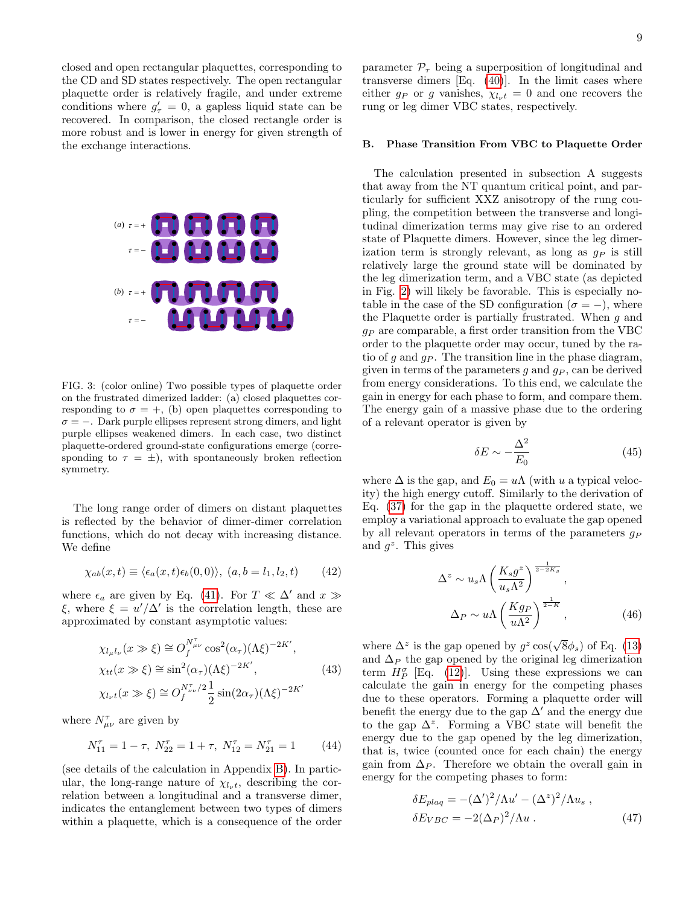closed and open rectangular plaquettes, corresponding to the CD and SD states respectively. The open rectangular plaquette order is relatively fragile, and under extreme conditions where $g'_\tau = 0$, a gapless liquid state can be recovered. In comparison, the closed rectangle order is more robust and is lower in energy for given strength of the exchange interactions.

FIG. 3: (color online) Two possible types of plaquette order on the frustrated dimerized ladder: (a) closed plaquettes corresponding to $\sigma = +$, (b) open plaquettes corresponding to $\sigma = -$. Dark purple ellipses represent strong dimers, and light purple ellipses weakened dimers. In each case, two distinct plaquette-ordered ground-state configurations emerge (corresponding to $\tau = \pm$), with spontaneously broken reflection symmetry.

The long range order of dimers on distant plaquettes is reflected by the behavior of dimer-dimer correlation functions, which do not decay with increasing distance. We define

$$\chi_{ab}(x,t) \equiv \langle \epsilon_a(x,t)\epsilon_b(0,0)\rangle,\ (a,b = l_1,l_2,t) \tag{42}$$

where $\epsilon_a$ are given by Eq. (41). For $T \ll \Delta'$ and $x \gg \xi$, where $\xi = u'/\Delta'$ is the correlation length, these are approximated by constant asymptotic values:

$$\begin{aligned}
\chi_{l_\mu l_\nu}(x \gg \xi) &\cong O_f^{N^\tau_{\mu\nu}} \cos^2(\alpha_\tau)(\Lambda\xi)^{-2K'},\\
\chi_{tt}(x \gg \xi) &\cong \sin^2(\alpha_\tau)(\Lambda\xi)^{-2K'},\\
\chi_{l_\nu t}(x \gg \xi) &\cong O_f^{N^\tau_{\nu\nu}/2}\frac{1}{2}\sin(2\alpha_\tau)(\Lambda\xi)^{-2K'}
\end{aligned} \tag{43}$$

where $N^\tau_{\mu\nu}$ are given by

$$N^\tau_{11} = 1-\tau,\ N^\tau_{22} = 1+\tau,\ N^\tau_{12} = N^\tau_{21} = 1 \tag{44}$$

(see details of the calculation in Appendix B). In particular, the long-range nature of $\chi_{l_\nu t}$, describing the correlation between a longitudinal and a transverse dimer, indicates the entanglement between two types of dimers within a plaquette, which is a consequence of the order parameter $\mathcal{P}_\tau$ being a superposition of longitudinal and transverse dimers [Eq. (40)]. In the limit cases where either $g_P$ or $g$ vanishes, $\chi_{l_\nu t} = 0$ and one recovers the rung or leg dimer VBC states, respectively.

## B. Phase Transition From VBC to Plaquette Order

The calculation presented in subsection A suggests that away from the NT quantum critical point, and particularly for sufficient XXZ anisotropy of the rung coupling, the competition between the transverse and longitudinal dimerization terms may give rise to an ordered state of Plaquette dimers. However, since the leg dimerization term is strongly relevant, as long as $g_P$ is still relatively large the ground state will be dominated by the leg dimerization term, and a VBC state (as depicted in Fig. 2) will likely be favorable. This is especially notable in the case of the SD configuration ($\sigma = -$), where the Plaquette order is partially frustrated. When $g$ and $g_P$ are comparable, a first order transition from the VBC order to the plaquette order may occur, tuned by the ratio of $g$ and $g_P$. The transition line in the phase diagram, given in terms of the parameters $g$ and $g_P$, can be derived from energy considerations. To this end, we calculate the gain in energy for each phase to form, and compare them. The energy gain of a massive phase due to the ordering of a relevant operator is given by

$$\delta E \sim -\frac{\Delta^2}{E_0} \tag{45}$$

where $\Delta$ is the gap, and $E_0 = u\Lambda$ (with $u$ a typical velocity) the high energy cutoff. Similarly to the derivation of Eq. (37) for the gap in the plaquette ordered state, we employ a variational approach to evaluate the gap opened by all relevant operators in terms of the parameters $g_P$ and $g^z$. This gives

$$\begin{aligned}
\Delta^z &\sim u_s\Lambda\left(\frac{K_s g^z}{u_s\Lambda^2}\right)^{\frac{1}{2-2K_s}},\\
\Delta_P &\sim u\Lambda\left(\frac{K g_P}{u\Lambda^2}\right)^{\frac{1}{2-K}},
\end{aligned} \tag{46}$$

where $\Delta^z$ is the gap opened by $g^z\cos(\sqrt{8}\phi_s)$ of Eq. (13) and $\Delta_P$ the gap opened by the original leg dimerization term $H_P^\sigma$ [Eq. (12)]. Using these expressions we can calculate the gain in energy for the competing phases due to these operators. Forming a plaquette order will benefit the energy due to the gap $\Delta'$ and the energy due to the gap $\Delta^z$. Forming a VBC state will benefit the energy due to the gap opened by the leg dimerization, that is, twice (counted once for each chain) the energy gain from $\Delta_P$. Therefore we obtain the overall gain in energy for the competing phases to form:

$$\begin{aligned}
\delta E_{plaq} &= -(\Delta')^2/\Lambda u' - (\Delta^z)^2/\Lambda u_s\ ,\\
\delta E_{VBC} &= -2(\Delta_P)^2/\Lambda u\ .
\end{aligned} \tag{47}$$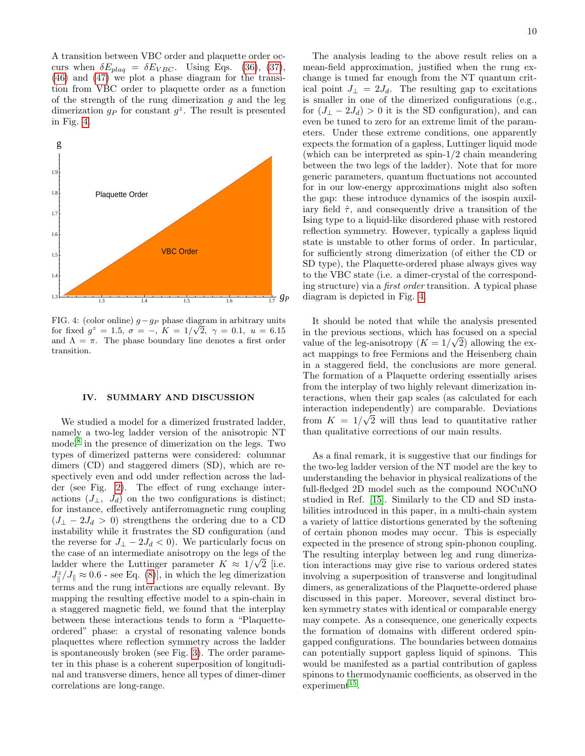A transition between VBC order and plaquette order occurs when $\delta E_{plaq} = \delta E_{VBC}$. Using Eqs. (36), (37), (46) and (47) we plot a phase diagram for the transition from VBC order to plaquette order as a function of the strength of the rung dimerization $g$ and the leg dimerization $g_P$ for constant $g^z$. The result is presented in Fig. 4.

FIG. 4: (color online) $g - g_P$ phase diagram in arbitrary units for fixed $g^z = 1.5$, $\sigma = -$, $K = 1/\sqrt{2}$, $\gamma = 0.1$, $u = 6.15$ and $\Lambda = \pi$. The phase boundary line denotes a first order transition.

## IV. SUMMARY AND DISCUSSION

We studied a model for a dimerized frustrated ladder, namely a two-leg ladder version of the anisotropic NT model[8] in the presence of dimerization on the legs. Two types of dimerized patterns were considered: columnar dimers (CD) and staggered dimers (SD), which are respectively even and odd under reflection across the ladder (see Fig. 2). The effect of rung exchange interactions ($J_\perp$, $J_d$) on the two configurations is distinct; for instance, effectively antiferromagnetic rung coupling ($J_\perp - 2J_d > 0$) strengthens the ordering due to a CD instability while it frustrates the SD configuration (and the reverse for $J_\perp - 2J_d < 0$). We particularly focus on the case of an intermediate anisotropy on the legs of the ladder where the Luttinger parameter $K \approx 1/\sqrt{2}$ [i.e. $J^z_\parallel / J_\parallel \approx 0.6$ - see Eq. (8)], in which the leg dimerization terms and the rung interactions are equally relevant. By mapping the resulting effective model to a spin-chain in a staggered magnetic field, we found that the interplay between these interactions tends to form a "Plaquette-ordered" phase: a crystal of resonating valence bonds plaquettes where reflection symmetry across the ladder is spontaneously broken (see Fig. 3). The order parameter in this phase is a coherent superposition of longitudinal and transverse dimers, hence all types of dimer-dimer correlations are long-range.

The analysis leading to the above result relies on a mean-field approximation, justified when the rung exchange is tuned far enough from the NT quantum critical point $J_\perp = 2J_d$. The resulting gap to excitations is smaller in one of the dimerized configurations (e.g., for $(J_\perp - 2J_d) > 0$ it is the SD configuration), and can even be tuned to zero for an extreme limit of the parameters. Under these extreme conditions, one apparently expects the formation of a gapless, Luttinger liquid mode (which can be interpreted as spin-1/2 chain meandering between the two legs of the ladder). Note that for more generic parameters, quantum fluctuations not accounted for in our low-energy approximations might also soften the gap: these introduce dynamics of the isospin auxiliary field $\hat{\tau}$, and consequently drive a transition of the Ising type to a liquid-like disordered phase with restored reflection symmetry. However, typically a gapless liquid state is unstable to other forms of order. In particular, for sufficiently strong dimerization (of either the CD or SD type), the Plaquette-ordered phase always gives way to the VBC state (i.e. a dimer-crystal of the corresponding structure) via a *first order* transition. A typical phase diagram is depicted in Fig. 4.

It should be noted that while the analysis presented in the previous sections, which has focused on a special value of the leg-anisotropy ($K = 1/\sqrt{2}$) allowing the exact mappings to free Fermions and the Heisenberg chain in a staggered field, the conclusions are more general. The formation of a Plaquette ordering essentially arises from the interplay of two highly relevant dimerization interactions, when their gap scales (as calculated for each interaction independently) are comparable. Deviations from $K = 1/\sqrt{2}$ will thus lead to quantitative rather than qualitative corrections of our main results.

As a final remark, it is suggestive that our findings for the two-leg ladder version of the NT model are the key to understanding the behavior in physical realizations of the full-fledged 2D model such as the compound NOCuNO studied in Ref. [15]. Similarly to the CD and SD instabilities introduced in this paper, in a multi-chain system a variety of lattice distortions generated by the softening of certain phonon modes may occur. This is especially expected in the presence of strong spin-phonon coupling. The resulting interplay between leg and rung dimerization interactions may give rise to various ordered states involving a superposition of transverse and longitudinal dimers, as generalizations of the Plaquette-ordered phase discussed in this paper. Moreover, several distinct broken symmetry states with identical or comparable energy may compete. As a consequence, one generically expects the formation of domains with different ordered spin-gapped configurations. The boundaries between domains can potentially support gapless liquid of spinons. This would be manifested as a partial contribution of gapless spinons to thermodynamic coefficients, as observed in the experiment[15].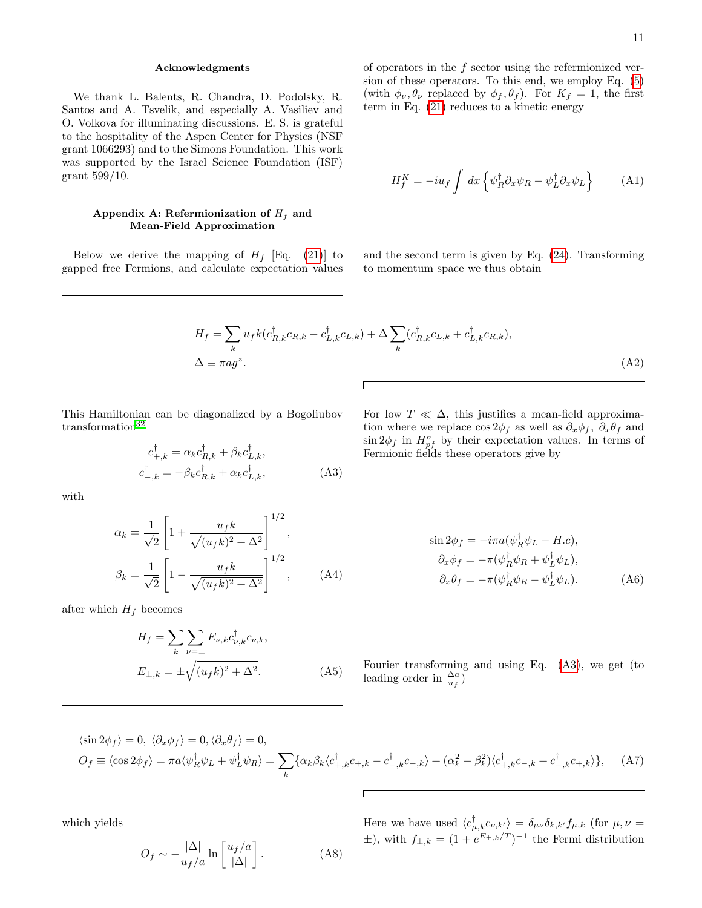## Acknowledgments

We thank L. Balents, R. Chandra, D. Podolsky, R. Santos and A. Tsvelik, and especially A. Vasiliev and O. Volkova for illuminating discussions. E. S. is grateful to the hospitality of the Aspen Center for Physics (NSF grant 1066293) and to the Simons Foundation. This work was supported by the Israel Science Foundation (ISF) grant 599/10.

## Appendix A: Refermionization of $H_f$ and Mean-Field Approximation

Below we derive the mapping of $H_f$ [Eq. (21)] to gapped free Fermions, and calculate expectation values of operators in the $f$ sector using the refermionized version of these operators. To this end, we employ Eq. (5) (with $\phi_\nu, \theta_\nu$ replaced by $\phi_f, \theta_f$). For $K_f = 1$, the first term in Eq. (21) reduces to a kinetic energy

$$H_f^K = -iu_f \int dx \left\{ \psi_R^\dagger \partial_x \psi_R - \psi_L^\dagger \partial_x \psi_L \right\} \tag{A1}$$

and the second term is given by Eq. (24). Transforming to momentum space we thus obtain

$$\begin{aligned}
H_f &= \sum_k u_f k (c_{R,k}^\dagger c_{R,k} - c_{L,k}^\dagger c_{L,k}) + \Delta \sum_k (c_{R,k}^\dagger c_{L,k} + c_{L,k}^\dagger c_{R,k}), \\
\Delta &\equiv \pi a g^z.
\end{aligned} \tag{A2}$$

This Hamiltonian can be diagonalized by a Bogoliubov transformation[32]

$$\begin{aligned}
c_{+,k}^\dagger &= \alpha_k c_{R,k}^\dagger + \beta_k c_{L,k}^\dagger, \\
c_{-,k}^\dagger &= -\beta_k c_{R,k}^\dagger + \alpha_k c_{L,k}^\dagger,
\end{aligned} \tag{A3}$$

with

$$\begin{aligned}
\alpha_k &= \frac{1}{\sqrt{2}} \left[ 1 + \frac{u_f k}{\sqrt{(u_f k)^2 + \Delta^2}} \right]^{1/2}, \\
\beta_k &= \frac{1}{\sqrt{2}} \left[ 1 - \frac{u_f k}{\sqrt{(u_f k)^2 + \Delta^2}} \right]^{1/2},
\end{aligned} \tag{A4}$$

after which $H_f$ becomes

$$\begin{aligned}
H_f &= \sum_k \sum_{\nu=\pm} E_{\nu,k} c_{\nu,k}^\dagger c_{\nu,k}, \\
E_{\pm,k} &= \pm\sqrt{(u_f k)^2 + \Delta^2}.
\end{aligned} \tag{A5}$$

For low $T \ll \Delta$, this justifies a mean-field approximation where we replace $\cos 2\phi_f$ as well as $\partial_x \phi_f$, $\partial_x \theta_f$ and $\sin 2\phi_f$ in $H_{pf}^\sigma$ by their expectation values. In terms of Fermionic fields these operators give by

$$\begin{aligned}
\sin 2\phi_f &= -i\pi a (\psi_R^\dagger \psi_L - H.c), \\
\partial_x \phi_f &= -\pi (\psi_R^\dagger \psi_R + \psi_L^\dagger \psi_L), \\
\partial_x \theta_f &= -\pi (\psi_R^\dagger \psi_R - \psi_L^\dagger \psi_L).
\end{aligned} \tag{A6}$$

Fourier transforming and using Eq. (A3), we get (to leading order in $\frac{\Delta a}{u_f}$)

$$\begin{aligned}
&\langle \sin 2\phi_f \rangle = 0, \ \langle \partial_x \phi_f \rangle = 0, \langle \partial_x \theta_f \rangle = 0, \\
&O_f \equiv \langle \cos 2\phi_f \rangle = \pi a \langle \psi_R^\dagger \psi_L + \psi_L^\dagger \psi_R \rangle = \sum_k \{ \alpha_k \beta_k \langle c_{+,k}^\dagger c_{+,k} - c_{-,k}^\dagger c_{-,k} \rangle + (\alpha_k^2 - \beta_k^2) \langle c_{+,k}^\dagger c_{-,k} + c_{-,k}^\dagger c_{+,k} \rangle \},
\end{aligned} \tag{A7}$$

which yields

$$O_f \sim -\frac{|\Delta|}{u_f/a} \ln \left[ \frac{u_f/a}{|\Delta|} \right]. \tag{A8}$$

Here we have used $\langle c_{\mu,k}^\dagger c_{\nu,k'} \rangle = \delta_{\mu\nu} \delta_{k,k'} f_{\mu,k}$ (for $\mu, \nu = \pm$), with $f_{\pm,k} = (1 + e^{E_{\pm,k}/T})^{-1}$ the Fermi distribution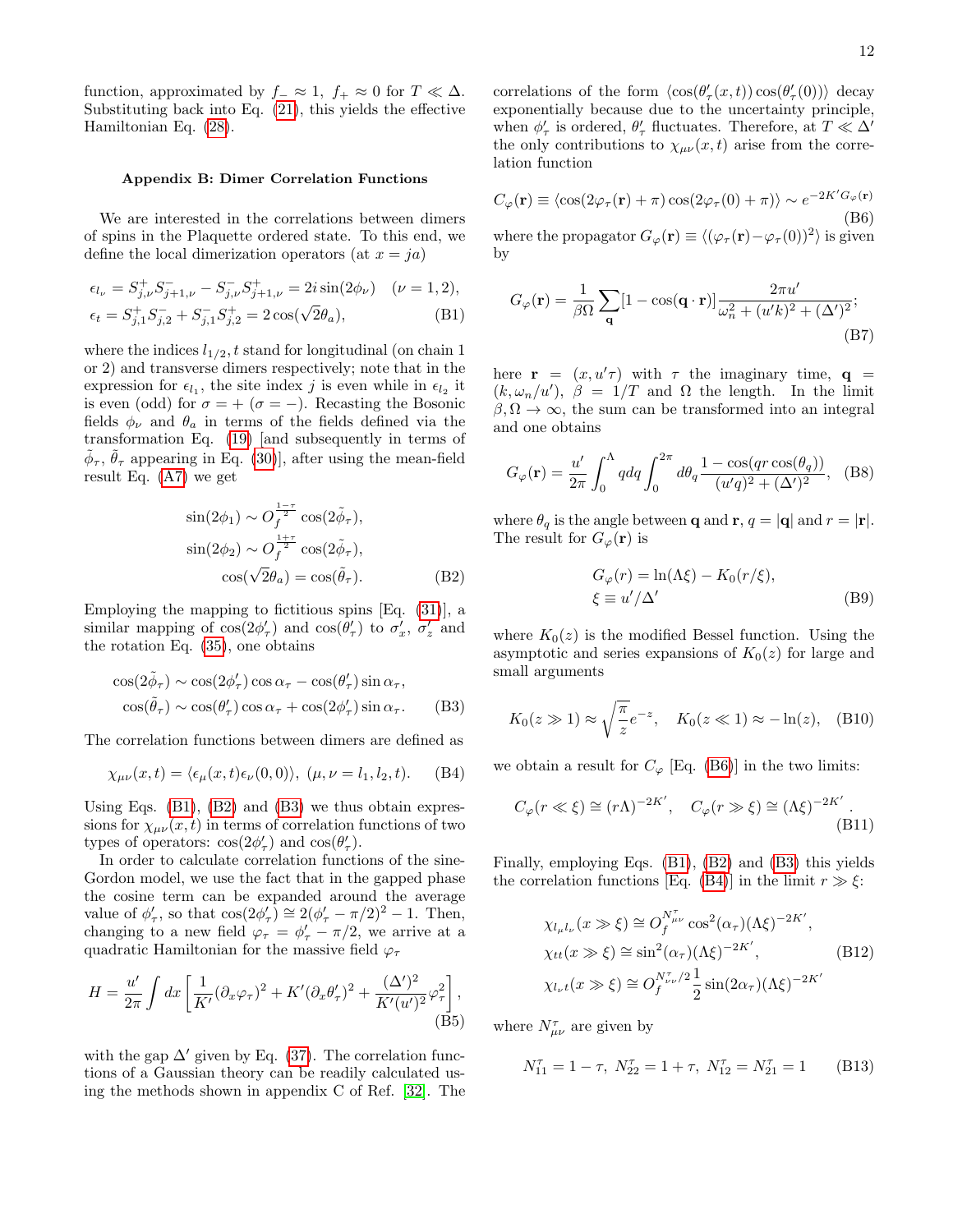function, approximated by $f_- \approx 1$, $f_+ \approx 0$ for $T \ll \Delta$. Substituting back into Eq. (21), this yields the effective Hamiltonian Eq. (28).

### Appendix B: Dimer Correlation Functions

We are interested in the correlations between dimers of spins in the Plaquette ordered state. To this end, we define the local dimerization operators (at $x = ja$)

$$
\begin{aligned}
\epsilon_{l_\nu} &= S^+_{j,\nu}S^-_{j+1,\nu} - S^-_{j,\nu}S^+_{j+1,\nu} = 2i\sin(2\phi_\nu) \quad (\nu = 1, 2), \\
\epsilon_t &= S^+_{j,1}S^-_{j,2} + S^-_{j,1}S^+_{j,2} = 2\cos(\sqrt{2}\theta_a),
\end{aligned}
\tag{B1}
$$

where the indices $l_{1/2}, t$ stand for longitudinal (on chain 1 or 2) and transverse dimers respectively; note that in the expression for $\epsilon_{l_1}$, the site index $j$ is even while in $\epsilon_{l_2}$ it is even (odd) for $\sigma = +$ ($\sigma = -$). Recasting the Bosonic fields $\phi_\nu$ and $\theta_a$ in terms of the fields defined via the transformation Eq. (19) [and subsequently in terms of $\tilde{\phi}_\tau$, $\tilde{\theta}_\tau$ appearing in Eq. (30)], after using the mean-field result Eq. (A7) we get

$$
\begin{aligned}
\sin(2\phi_1) &\sim O_f^{\frac{1-\tau}{2}}\cos(2\tilde{\phi}_\tau), \\
\sin(2\phi_2) &\sim O_f^{\frac{1+\tau}{2}}\cos(2\tilde{\phi}_\tau), \\
\cos(\sqrt{2}\theta_a) &= \cos(\tilde{\theta}_\tau).
\end{aligned}
\tag{B2}
$$

Employing the mapping to fictitious spins [Eq. (31)], a similar mapping of $\cos(2\phi'_\tau)$ and $\cos(\theta'_\tau)$ to $\sigma'_x$, $\sigma'_z$ and the rotation Eq. (35), one obtains

$$
\begin{aligned}
\cos(2\tilde{\phi}_\tau) &\sim \cos(2\phi'_\tau)\cos\alpha_\tau - \cos(\theta'_\tau)\sin\alpha_\tau, \\
\cos(\tilde{\theta}_\tau) &\sim \cos(\theta'_\tau)\cos\alpha_\tau + \cos(2\phi'_\tau)\sin\alpha_\tau.
\end{aligned}
\tag{B3}
$$

The correlation functions between dimers are defined as

$$
\chi_{\mu\nu}(x,t) = \langle \epsilon_\mu(x,t)\epsilon_\nu(0,0)\rangle, \; (\mu,\nu = l_1, l_2, t). \tag{B4}
$$

Using Eqs. (B1), (B2) and (B3) we thus obtain expressions for $\chi_{\mu\nu}(x,t)$ in terms of correlation functions of two types of operators: $\cos(2\phi'_\tau)$ and $\cos(\theta'_\tau)$.

In order to calculate correlation functions of the sine-Gordon model, we use the fact that in the gapped phase the cosine term can be expanded around the average value of $\phi'_\tau$, so that $\cos(2\phi'_\tau) \cong 2(\phi'_\tau - \pi/2)^2 - 1$. Then, changing to a new field $\varphi_\tau = \phi'_\tau - \pi/2$, we arrive at a quadratic Hamiltonian for the massive field $\varphi_\tau$

$$
H = \frac{u'}{2\pi}\int dx \left[\frac{1}{K'}(\partial_x\varphi_\tau)^2 + K'(\partial_x\theta'_\tau)^2 + \frac{(\Delta')^2}{K'(u')^2}\varphi_\tau^2\right], \tag{B5}
$$

with the gap $\Delta'$ given by Eq. (37). The correlation functions of a Gaussian theory can be readily calculated using the methods shown in appendix C of Ref. [32]. The correlations of the form $\langle \cos(\theta'_\tau(x,t))\cos(\theta'_\tau(0))\rangle$ decay exponentially because due to the uncertainty principle, when $\phi'_\tau$ is ordered, $\theta'_\tau$ fluctuates. Therefore, at $T \ll \Delta'$ the only contributions to $\chi_{\mu\nu}(x,t)$ arise from the correlation function

$$
C_\varphi(\mathbf{r}) \equiv \langle \cos(2\varphi_\tau(\mathbf{r}) + \pi)\cos(2\varphi_\tau(0) + \pi)\rangle \sim e^{-2K'G_\varphi(\mathbf{r})} \tag{B6}
$$

where the propagator $G_\varphi(\mathbf{r}) \equiv \langle(\varphi_\tau(\mathbf{r}) - \varphi_\tau(0))^2\rangle$ is given by

$$
G_\varphi(\mathbf{r}) = \frac{1}{\beta\Omega}\sum_{\mathbf{q}}[1 - \cos(\mathbf{q}\cdot\mathbf{r})]\frac{2\pi u'}{\omega_n^2 + (u'k)^2 + (\Delta')^2}; \tag{B7}
$$

here $\mathbf{r} = (x, u'\tau)$ with $\tau$ the imaginary time, $\mathbf{q} = (k, \omega_n/u')$, $\beta = 1/T$ and $\Omega$ the length. In the limit $\beta, \Omega \to \infty$, the sum can be transformed into an integral and one obtains

$$
G_\varphi(\mathbf{r}) = \frac{u'}{2\pi}\int_0^\Lambda q\,dq\int_0^{2\pi} d\theta_q \frac{1 - \cos(qr\cos(\theta_q))}{(u'q)^2 + (\Delta')^2}, \tag{B8}
$$

where $\theta_q$ is the angle between $\mathbf{q}$ and $\mathbf{r}$, $q = |\mathbf{q}|$ and $r = |\mathbf{r}|$. The result for $G_\varphi(\mathbf{r})$ is

$$
\begin{aligned}
G_\varphi(r) &= \ln(\Lambda\xi) - K_0(r/\xi), \\
\xi &\equiv u'/\Delta'
\end{aligned}
\tag{B9}
$$

where $K_0(z)$ is the modified Bessel function. Using the asymptotic and series expansions of $K_0(z)$ for large and small arguments

$$
K_0(z \gg 1) \approx \sqrt{\frac{\pi}{z}}e^{-z}, \quad K_0(z \ll 1) \approx -\ln(z), \tag{B10}
$$

we obtain a result for $C_\varphi$ [Eq. (B6)] in the two limits:

$$
C_\varphi(r \ll \xi) \cong (r\Lambda)^{-2K'}, \quad C_\varphi(r \gg \xi) \cong (\Lambda\xi)^{-2K'}. \tag{B11}
$$

Finally, employing Eqs. (B1), (B2) and (B3) this yields the correlation functions [Eq. (B4)] in the limit $r \gg \xi$:

$$
\begin{aligned}
\chi_{l_\mu l_\nu}(x \gg \xi) &\cong O_f^{N^\tau_{\mu\nu}}\cos^2(\alpha_\tau)(\Lambda\xi)^{-2K'}, \\
\chi_{tt}(x \gg \xi) &\cong \sin^2(\alpha_\tau)(\Lambda\xi)^{-2K'}, \\
\chi_{l_\nu t}(x \gg \xi) &\cong O_f^{N^\tau_{\nu\nu}/2}\frac{1}{2}\sin(2\alpha_\tau)(\Lambda\xi)^{-2K'}
\end{aligned}
\tag{B12}
$$

where $N^\tau_{\mu\nu}$ are given by

$$
N^\tau_{11} = 1 - \tau, \; N^\tau_{22} = 1 + \tau, \; N^\tau_{12} = N^\tau_{21} = 1 \tag{B13}
$$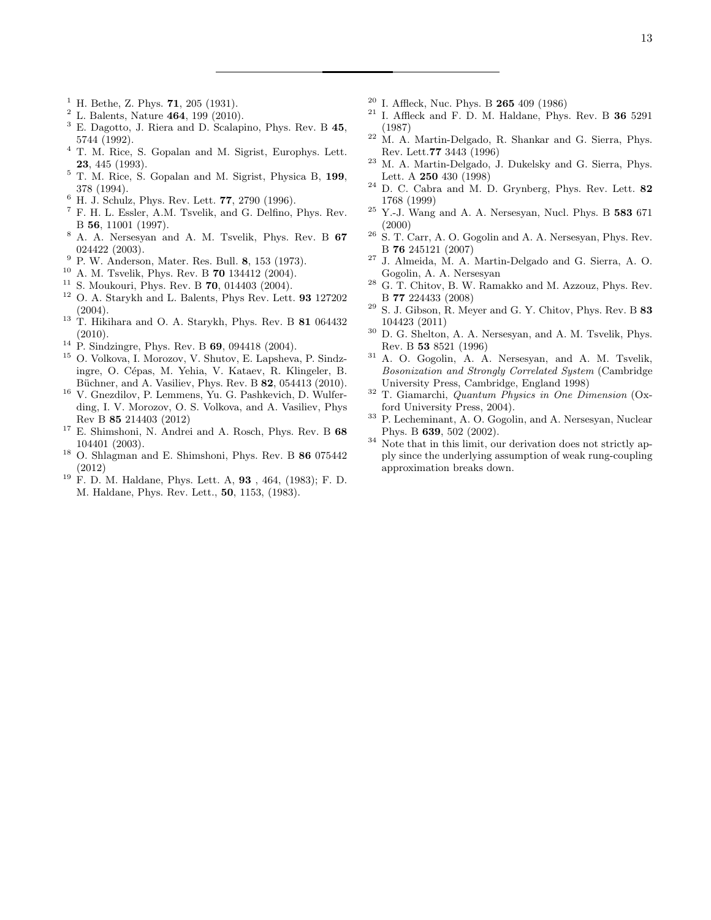1. H. Bethe, Z. Phys. **71**, 205 (1931).
2. L. Balents, Nature **464**, 199 (2010).
3. E. Dagotto, J. Riera and D. Scalapino, Phys. Rev. B **45**, 5744 (1992).
4. T. M. Rice, S. Gopalan and M. Sigrist, Europhys. Lett. **23**, 445 (1993).
5. T. M. Rice, S. Gopalan and M. Sigrist, Physica B, **199**, 378 (1994).
6. H. J. Schulz, Phys. Rev. Lett. **77**, 2790 (1996).
7. F. H. L. Essler, A.M. Tsvelik, and G. Delfino, Phys. Rev. B **56**, 11001 (1997).
8. A. A. Nersesyan and A. M. Tsvelik, Phys. Rev. B **67** 024422 (2003).
9. P. W. Anderson, Mater. Res. Bull. **8**, 153 (1973).
10. A. M. Tsvelik, Phys. Rev. B **70** 134412 (2004).
11. S. Moukouri, Phys. Rev. B **70**, 014403 (2004).
12. O. A. Starykh and L. Balents, Phys Rev. Lett. **93** 127202 (2004).
13. T. Hikihara and O. A. Starykh, Phys. Rev. B **81** 064432 (2010).
14. P. Sindzingre, Phys. Rev. B **69**, 094418 (2004).
15. O. Volkova, I. Morozov, V. Shutov, E. Lapsheva, P. Sindzingre, O. Cépas, M. Yehia, V. Kataev, R. Klingeler, B. Büchner, and A. Vasiliev, Phys. Rev. B **82**, 054413 (2010).
16. V. Gnezdilov, P. Lemmens, Yu. G. Pashkevich, D. Wulferding, I. V. Morozov, O. S. Volkova, and A. Vasiliev, Phys Rev B **85** 214403 (2012)
17. E. Shimshoni, N. Andrei and A. Rosch, Phys. Rev. B **68** 104401 (2003).
18. O. Shlagman and E. Shimshoni, Phys. Rev. B **86** 075442 (2012)
19. F. D. M. Haldane, Phys. Lett. A, **93** , 464, (1983); F. D. M. Haldane, Phys. Rev. Lett., **50**, 1153, (1983).
20. I. Affleck, Nuc. Phys. B **265** 409 (1986)
21. I. Affleck and F. D. M. Haldane, Phys. Rev. B **36** 5291 (1987)
22. M. A. Martin-Delgado, R. Shankar and G. Sierra, Phys. Rev. Lett.**77** 3443 (1996)
23. M. A. Martin-Delgado, J. Dukelsky and G. Sierra, Phys. Lett. A **250** 430 (1998)
24. D. C. Cabra and M. D. Grynberg, Phys. Rev. Lett. **82** 1768 (1999)
25. Y.-J. Wang and A. A. Nersesyan, Nucl. Phys. B **583** 671 (2000)
26. S. T. Carr, A. O. Gogolin and A. A. Nersesyan, Phys. Rev. B **76** 245121 (2007)
27. J. Almeida, M. A. Martin-Delgado and G. Sierra, A. O. Gogolin, A. A. Nersesyan
28. G. T. Chitov, B. W. Ramakko and M. Azzouz, Phys. Rev. B **77** 224433 (2008)
29. S. J. Gibson, R. Meyer and G. Y. Chitov, Phys. Rev. B **83** 104423 (2011)
30. D. G. Shelton, A. A. Nersesyan, and A. M. Tsvelik, Phys. Rev. B **53** 8521 (1996)
31. A. O. Gogolin, A. A. Nersesyan, and A. M. Tsvelik, *Bosonization and Strongly Correlated System* (Cambridge University Press, Cambridge, England 1998)
32. T. Giamarchi, *Quantum Physics in One Dimension* (Oxford University Press, 2004).
33. P. Lecheminant, A. O. Gogolin, and A. Nersesyan, Nuclear Phys. B **639**, 502 (2002).
34. Note that in this limit, our derivation does not strictly apply since the underlying assumption of weak rung-coupling approximation breaks down.